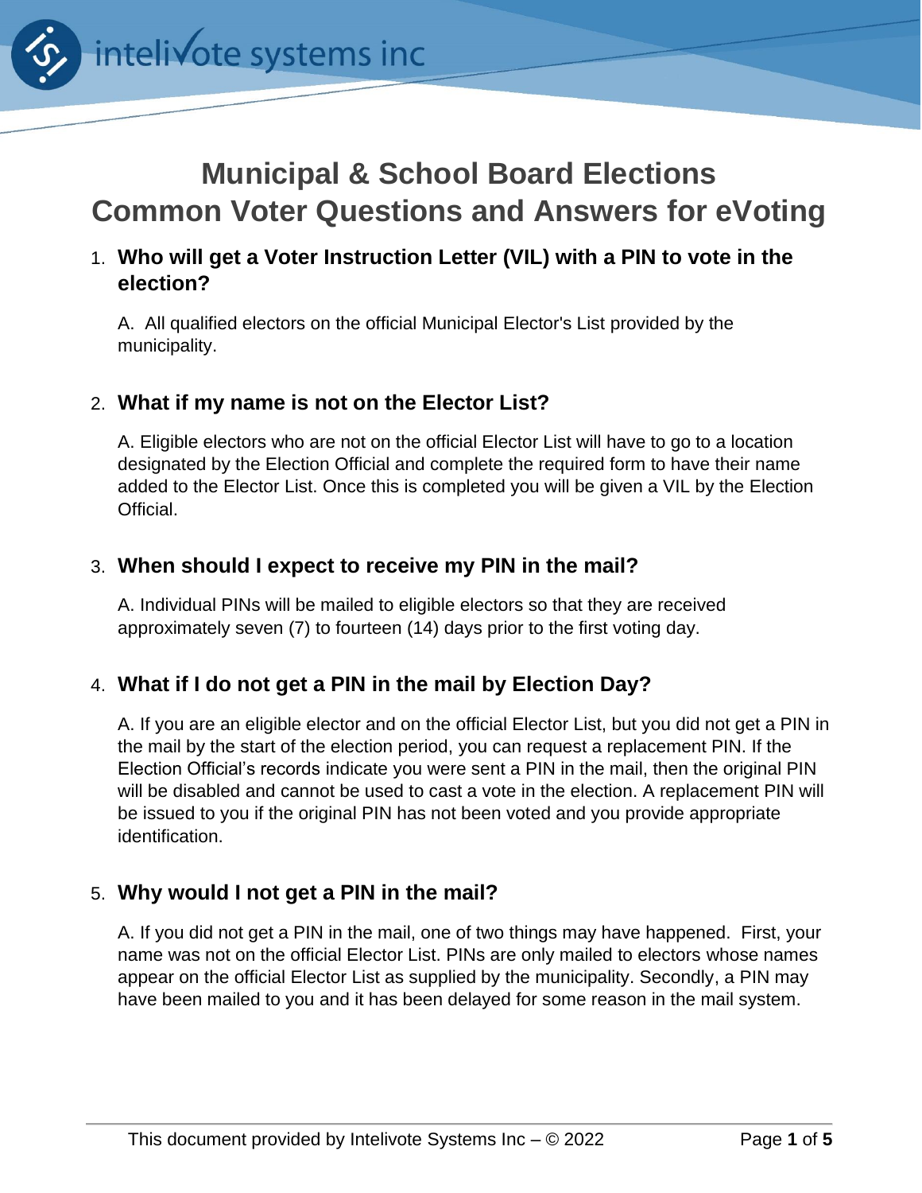intelivote systems inc

# Municipal & School Board Elections
# Common Voter Questions and Answers for eVoting

1. **Who will get a Voter Instruction Letter (VIL) with a PIN to vote in the election?**

   A. All qualified electors on the official Municipal Elector's List provided by the municipality.

2. **What if my name is not on the Elector List?**

   A. Eligible electors who are not on the official Elector List will have to go to a location designated by the Election Official and complete the required form to have their name added to the Elector List. Once this is completed you will be given a VIL by the Election Official.

3. **When should I expect to receive my PIN in the mail?**

   A. Individual PINs will be mailed to eligible electors so that they are received approximately seven (7) to fourteen (14) days prior to the first voting day.

4. **What if I do not get a PIN in the mail by Election Day?**

   A. If you are an eligible elector and on the official Elector List, but you did not get a PIN in the mail by the start of the election period, you can request a replacement PIN. If the Election Official's records indicate you were sent a PIN in the mail, then the original PIN will be disabled and cannot be used to cast a vote in the election. A replacement PIN will be issued to you if the original PIN has not been voted and you provide appropriate identification.

5. **Why would I not get a PIN in the mail?**

   A. If you did not get a PIN in the mail, one of two things may have happened. First, your name was not on the official Elector List. PINs are only mailed to electors whose names appear on the official Elector List as supplied by the municipality. Secondly, a PIN may have been mailed to you and it has been delayed for some reason in the mail system.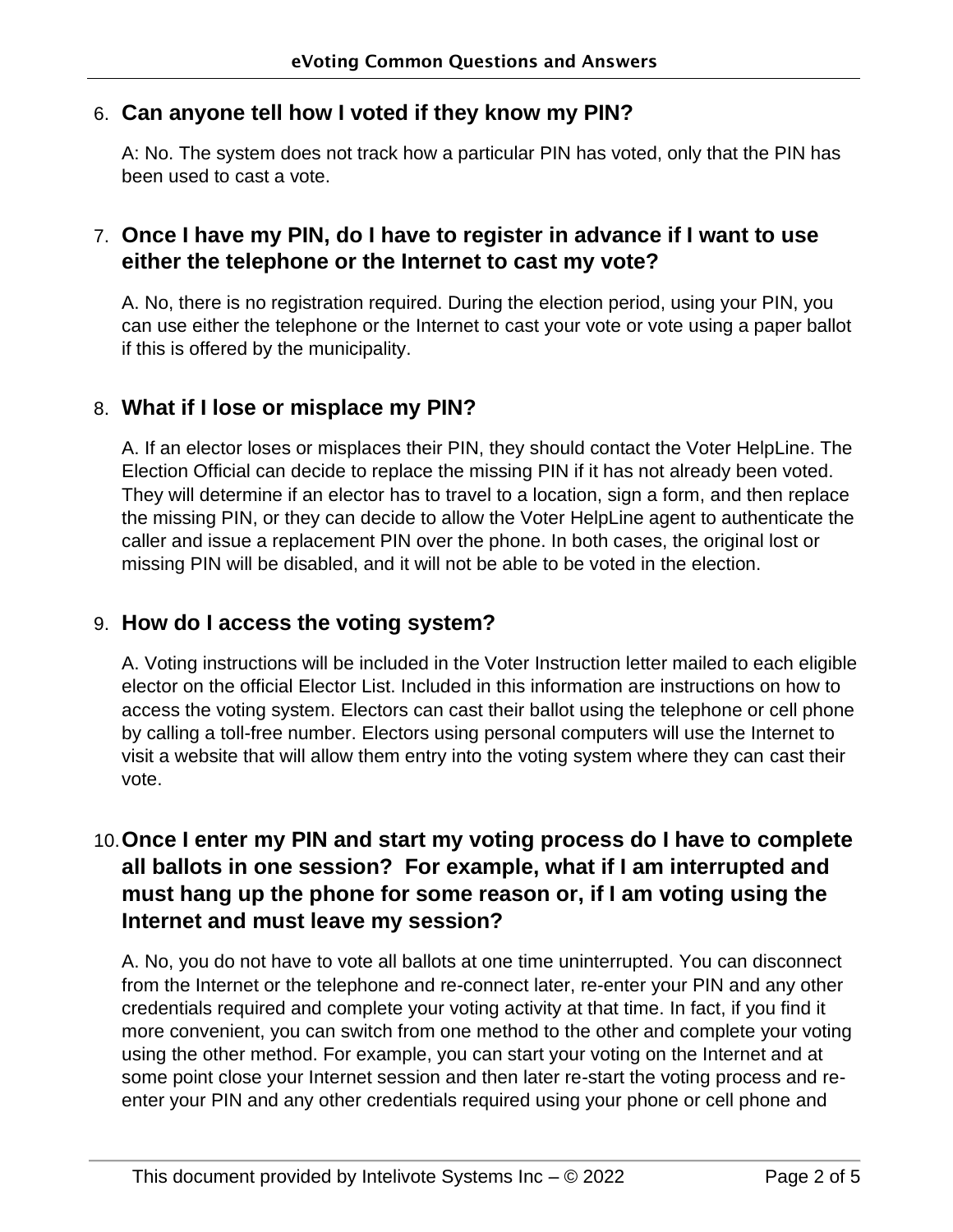6. **Can anyone tell how I voted if they know my PIN?**

   A: No. The system does not track how a particular PIN has voted, only that the PIN has been used to cast a vote.

7. **Once I have my PIN, do I have to register in advance if I want to use either the telephone or the Internet to cast my vote?**

   A. No, there is no registration required. During the election period, using your PIN, you can use either the telephone or the Internet to cast your vote or vote using a paper ballot if this is offered by the municipality.

8. **What if I lose or misplace my PIN?**

   A. If an elector loses or misplaces their PIN, they should contact the Voter HelpLine. The Election Official can decide to replace the missing PIN if it has not already been voted. They will determine if an elector has to travel to a location, sign a form, and then replace the missing PIN, or they can decide to allow the Voter HelpLine agent to authenticate the caller and issue a replacement PIN over the phone. In both cases, the original lost or missing PIN will be disabled, and it will not be able to be voted in the election.

9. **How do I access the voting system?**

   A. Voting instructions will be included in the Voter Instruction letter mailed to each eligible elector on the official Elector List. Included in this information are instructions on how to access the voting system. Electors can cast their ballot using the telephone or cell phone by calling a toll-free number. Electors using personal computers will use the Internet to visit a website that will allow them entry into the voting system where they can cast their vote.

10. **Once I enter my PIN and start my voting process do I have to complete all ballots in one session? For example, what if I am interrupted and must hang up the phone for some reason or, if I am voting using the Internet and must leave my session?**

    A. No, you do not have to vote all ballots at one time uninterrupted. You can disconnect from the Internet or the telephone and re-connect later, re-enter your PIN and any other credentials required and complete your voting activity at that time. In fact, if you find it more convenient, you can switch from one method to the other and complete your voting using the other method. For example, you can start your voting on the Internet and at some point close your Internet session and then later re-start the voting process and re-enter your PIN and any other credentials required using your phone or cell phone and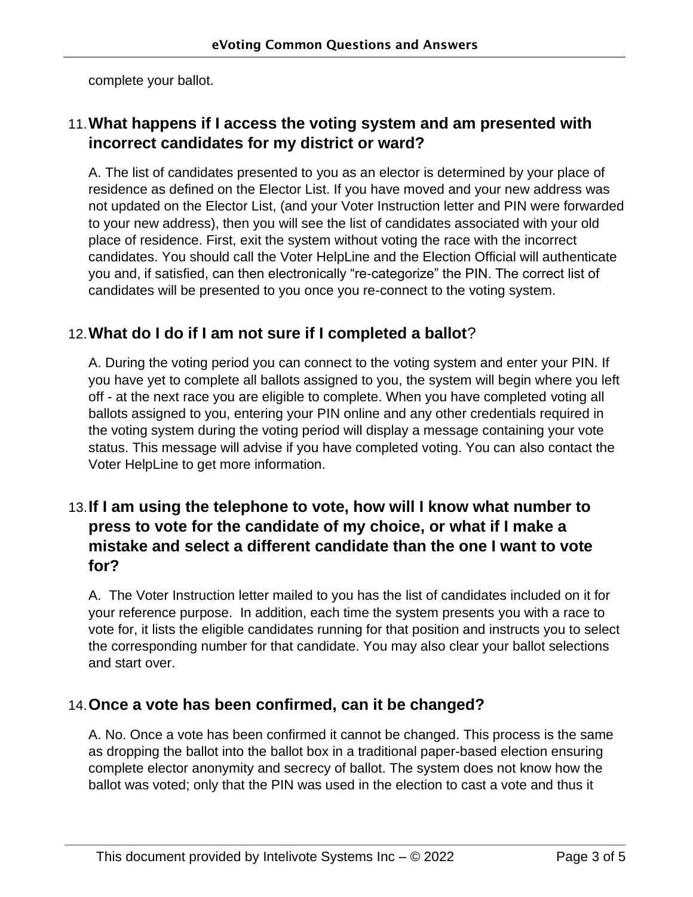complete your ballot.

### 11. What happens if I access the voting system and am presented with incorrect candidates for my district or ward?

A. The list of candidates presented to you as an elector is determined by your place of residence as defined on the Elector List. If you have moved and your new address was not updated on the Elector List, (and your Voter Instruction letter and PIN were forwarded to your new address), then you will see the list of candidates associated with your old place of residence. First, exit the system without voting the race with the incorrect candidates. You should call the Voter HelpLine and the Election Official will authenticate you and, if satisfied, can then electronically "re-categorize" the PIN. The correct list of candidates will be presented to you once you re-connect to the voting system.

### 12. What do I do if I am not sure if I completed a ballot?

A. During the voting period you can connect to the voting system and enter your PIN. If you have yet to complete all ballots assigned to you, the system will begin where you left off - at the next race you are eligible to complete. When you have completed voting all ballots assigned to you, entering your PIN online and any other credentials required in the voting system during the voting period will display a message containing your vote status. This message will advise if you have completed voting. You can also contact the Voter HelpLine to get more information.

### 13. If I am using the telephone to vote, how will I know what number to press to vote for the candidate of my choice, or what if I make a mistake and select a different candidate than the one I want to vote for?

A. The Voter Instruction letter mailed to you has the list of candidates included on it for your reference purpose. In addition, each time the system presents you with a race to vote for, it lists the eligible candidates running for that position and instructs you to select the corresponding number for that candidate. You may also clear your ballot selections and start over.

### 14. Once a vote has been confirmed, can it be changed?

A. No. Once a vote has been confirmed it cannot be changed. This process is the same as dropping the ballot into the ballot box in a traditional paper-based election ensuring complete elector anonymity and secrecy of ballot. The system does not know how the ballot was voted; only that the PIN was used in the election to cast a vote and thus it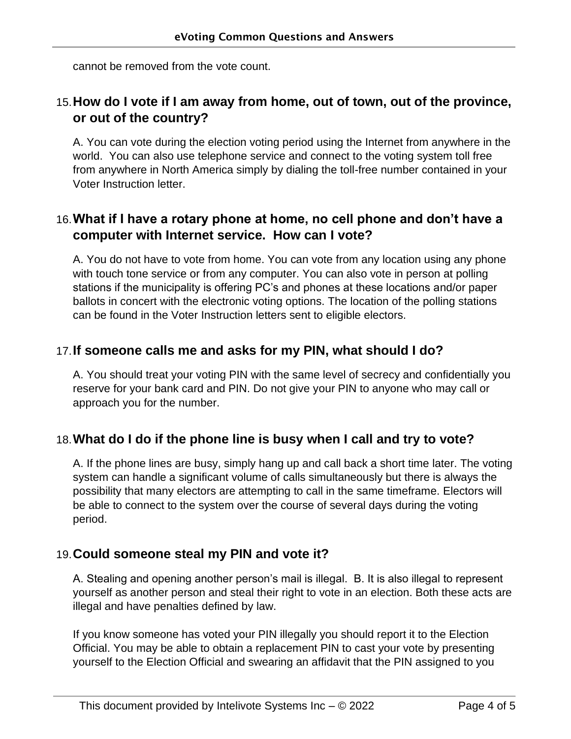cannot be removed from the vote count.

### 15. How do I vote if I am away from home, out of town, out of the province, or out of the country?

A. You can vote during the election voting period using the Internet from anywhere in the world. You can also use telephone service and connect to the voting system toll free from anywhere in North America simply by dialing the toll-free number contained in your Voter Instruction letter.

### 16. What if I have a rotary phone at home, no cell phone and don't have a computer with Internet service. How can I vote?

A. You do not have to vote from home. You can vote from any location using any phone with touch tone service or from any computer. You can also vote in person at polling stations if the municipality is offering PC's and phones at these locations and/or paper ballots in concert with the electronic voting options. The location of the polling stations can be found in the Voter Instruction letters sent to eligible electors.

### 17. If someone calls me and asks for my PIN, what should I do?

A. You should treat your voting PIN with the same level of secrecy and confidentially you reserve for your bank card and PIN. Do not give your PIN to anyone who may call or approach you for the number.

### 18. What do I do if the phone line is busy when I call and try to vote?

A. If the phone lines are busy, simply hang up and call back a short time later. The voting system can handle a significant volume of calls simultaneously but there is always the possibility that many electors are attempting to call in the same timeframe. Electors will be able to connect to the system over the course of several days during the voting period.

### 19. Could someone steal my PIN and vote it?

A. Stealing and opening another person's mail is illegal. B. It is also illegal to represent yourself as another person and steal their right to vote in an election. Both these acts are illegal and have penalties defined by law.

If you know someone has voted your PIN illegally you should report it to the Election Official. You may be able to obtain a replacement PIN to cast your vote by presenting yourself to the Election Official and swearing an affidavit that the PIN assigned to you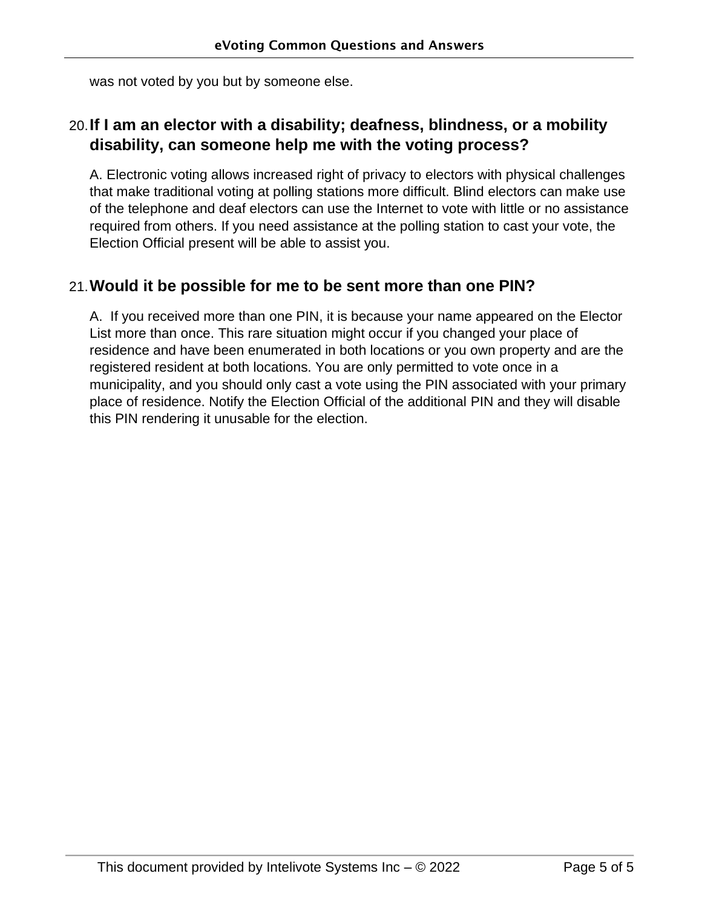was not voted by you but by someone else.

20. **If I am an elector with a disability; deafness, blindness, or a mobility disability, can someone help me with the voting process?**

    A. Electronic voting allows increased right of privacy to electors with physical challenges that make traditional voting at polling stations more difficult. Blind electors can make use of the telephone and deaf electors can use the Internet to vote with little or no assistance required from others. If you need assistance at the polling station to cast your vote, the Election Official present will be able to assist you.

21. **Would it be possible for me to be sent more than one PIN?**

    A. If you received more than one PIN, it is because your name appeared on the Elector List more than once. This rare situation might occur if you changed your place of residence and have been enumerated in both locations or you own property and are the registered resident at both locations. You are only permitted to vote once in a municipality, and you should only cast a vote using the PIN associated with your primary place of residence. Notify the Election Official of the additional PIN and they will disable this PIN rendering it unusable for the election.